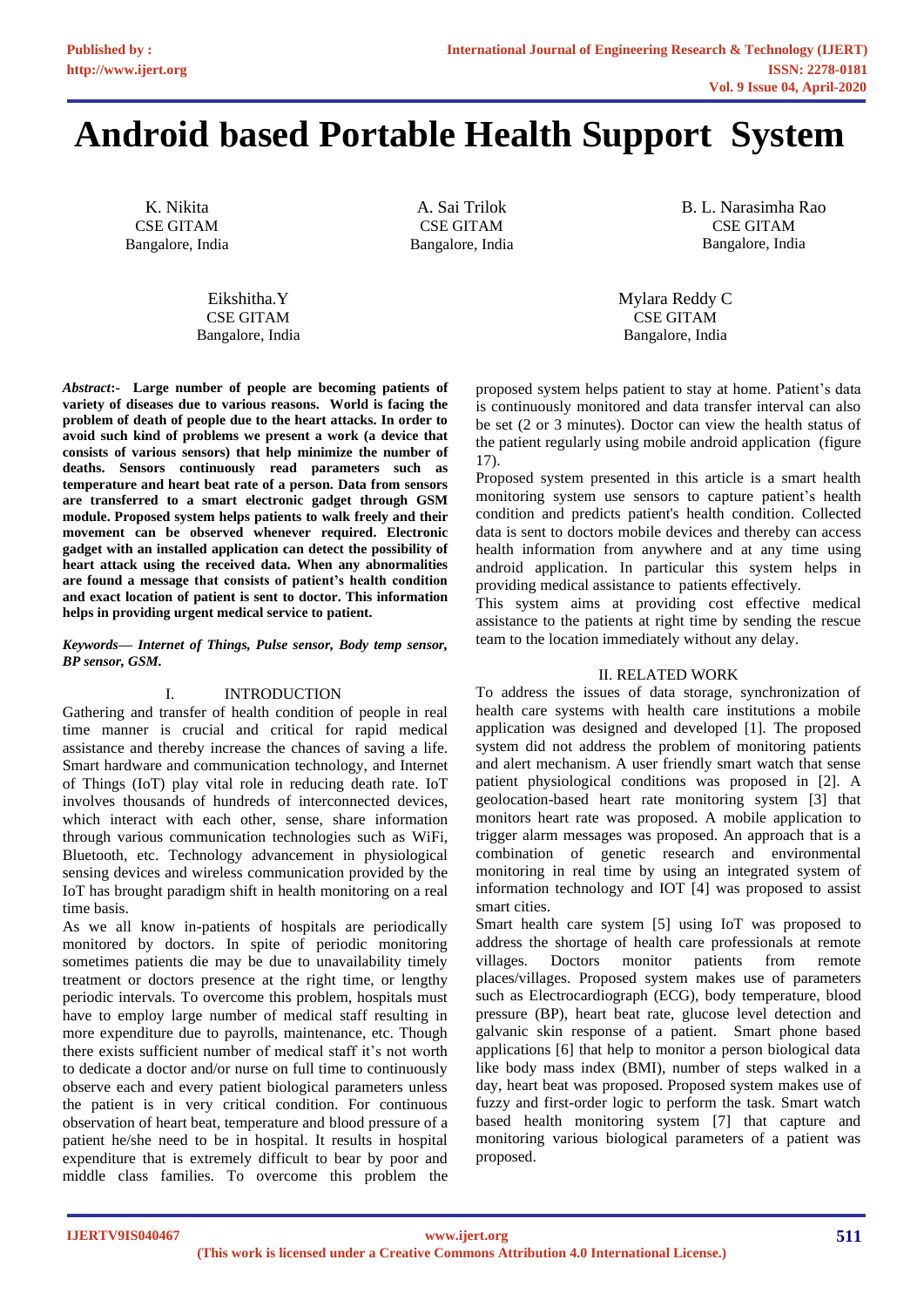# Android based Portable Health Support System

K. Nikita
CSE GITAM
Bangalore, India

A. Sai Trilok
CSE GITAM
Bangalore, India

B. L. Narasimha Rao
CSE GITAM
Bangalore, India

Eikshitha.Y
CSE GITAM
Bangalore, India

Mylara Reddy C
CSE GITAM
Bangalore, India

***Abstract*:- Large number of people are becoming patients of variety of diseases due to various reasons. World is facing the problem of death of people due to the heart attacks. In order to avoid such kind of problems we present a work (a device that consists of various sensors) that help minimize the number of deaths. Sensors continuously read parameters such as temperature and heart beat rate of a person. Data from sensors are transferred to a smart electronic gadget through GSM module. Proposed system helps patients to walk freely and their movement can be observed whenever required. Electronic gadget with an installed application can detect the possibility of heart attack using the received data. When any abnormalities are found a message that consists of patient's health condition and exact location of patient is sent to doctor. This information helps in providing urgent medical service to patient.**

***Keywords— Internet of Things, Pulse sensor, Body temp sensor, BP sensor, GSM.***

## I. INTRODUCTION

Gathering and transfer of health condition of people in real time manner is crucial and critical for rapid medical assistance and thereby increase the chances of saving a life. Smart hardware and communication technology, and Internet of Things (IoT) play vital role in reducing death rate. IoT involves thousands of hundreds of interconnected devices, which interact with each other, sense, share information through various communication technologies such as WiFi, Bluetooth, etc. Technology advancement in physiological sensing devices and wireless communication provided by the IoT has brought paradigm shift in health monitoring on a real time basis.

As we all know in-patients of hospitals are periodically monitored by doctors. In spite of periodic monitoring sometimes patients die may be due to unavailability timely treatment or doctors presence at the right time, or lengthy periodic intervals. To overcome this problem, hospitals must have to employ large number of medical staff resulting in more expenditure due to payrolls, maintenance, etc. Though there exists sufficient number of medical staff it's not worth to dedicate a doctor and/or nurse on full time to continuously observe each and every patient biological parameters unless the patient is in very critical condition. For continuous observation of heart beat, temperature and blood pressure of a patient he/she need to be in hospital. It results in hospital expenditure that is extremely difficult to bear by poor and middle class families. To overcome this problem the proposed system helps patient to stay at home. Patient's data is continuously monitored and data transfer interval can also be set (2 or 3 minutes). Doctor can view the health status of the patient regularly using mobile android application (figure 17).

Proposed system presented in this article is a smart health monitoring system use sensors to capture patient's health condition and predicts patient's health condition. Collected data is sent to doctors mobile devices and thereby can access health information from anywhere and at any time using android application. In particular this system helps in providing medical assistance to patients effectively.

This system aims at providing cost effective medical assistance to the patients at right time by sending the rescue team to the location immediately without any delay.

## II. RELATED WORK

To address the issues of data storage, synchronization of health care systems with health care institutions a mobile application was designed and developed [1]. The proposed system did not address the problem of monitoring patients and alert mechanism. A user friendly smart watch that sense patient physiological conditions was proposed in [2]. A geolocation-based heart rate monitoring system [3] that monitors heart rate was proposed. A mobile application to trigger alarm messages was proposed. An approach that is a combination of genetic research and environmental monitoring in real time by using an integrated system of information technology and IOT [4] was proposed to assist smart cities.

Smart health care system [5] using IoT was proposed to address the shortage of health care professionals at remote villages. Doctors monitor patients from remote places/villages. Proposed system makes use of parameters such as Electrocardiograph (ECG), body temperature, blood pressure (BP), heart beat rate, glucose level detection and galvanic skin response of a patient. Smart phone based applications [6] that help to monitor a person biological data like body mass index (BMI), number of steps walked in a day, heart beat was proposed. Proposed system makes use of fuzzy and first-order logic to perform the task. Smart watch based health monitoring system [7] that capture and monitoring various biological parameters of a patient was proposed.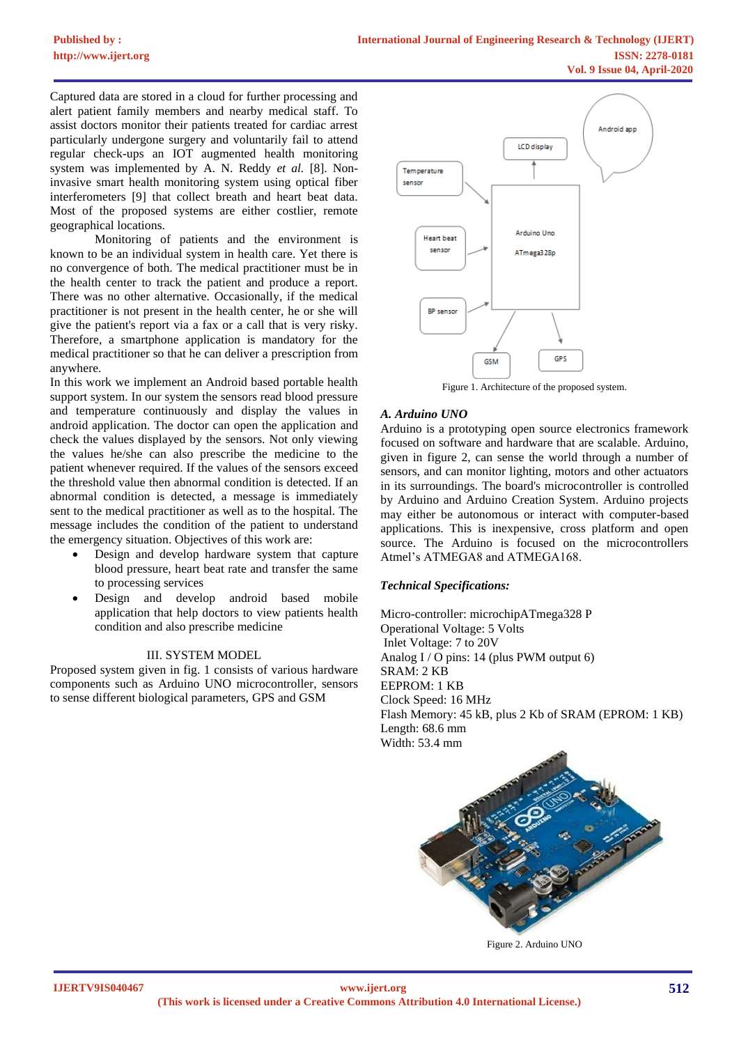Captured data are stored in a cloud for further processing and alert patient family members and nearby medical staff. To assist doctors monitor their patients treated for cardiac arrest particularly undergone surgery and voluntarily fail to attend regular check-ups an IOT augmented health monitoring system was implemented by A. N. Reddy *et al.* [8]. Non-invasive smart health monitoring system using optical fiber interferometers [9] that collect breath and heart beat data. Most of the proposed systems are either costlier, remote geographical locations.

Monitoring of patients and the environment is known to be an individual system in health care. Yet there is no convergence of both. The medical practitioner must be in the health center to track the patient and produce a report. There was no other alternative. Occasionally, if the medical practitioner is not present in the health center, he or she will give the patient's report via a fax or a call that is very risky. Therefore, a smartphone application is mandatory for the medical practitioner so that he can deliver a prescription from anywhere.

In this work we implement an Android based portable health support system. In our system the sensors read blood pressure and temperature continuously and display the values in android application. The doctor can open the application and check the values displayed by the sensors. Not only viewing the values he/she can also prescribe the medicine to the patient whenever required. If the values of the sensors exceed the threshold value then abnormal condition is detected. If an abnormal condition is detected, a message is immediately sent to the medical practitioner as well as to the hospital. The message includes the condition of the patient to understand the emergency situation. Objectives of this work are:

- Design and develop hardware system that capture blood pressure, heart beat rate and transfer the same to processing services
- Design and develop android based mobile application that help doctors to view patients health condition and also prescribe medicine

## III. SYSTEM MODEL

Proposed system given in fig. 1 consists of various hardware components such as Arduino UNO microcontroller, sensors to sense different biological parameters, GPS and GSM

Figure 1. Architecture of the proposed system.

### *A. Arduino UNO*

Arduino is a prototyping open source electronics framework focused on software and hardware that are scalable. Arduino, given in figure 2, can sense the world through a number of sensors, and can monitor lighting, motors and other actuators in its surroundings. The board's microcontroller is controlled by Arduino and Arduino Creation System. Arduino projects may either be autonomous or interact with computer-based applications. This is inexpensive, cross platform and open source. The Arduino is focused on the microcontrollers Atmel's ATMEGA8 and ATMEGA168.

***Technical Specifications:***

Micro-controller: microchipATmega328 P
Operational Voltage: 5 Volts
Inlet Voltage: 7 to 20V
Analog I / O pins: 14 (plus PWM output 6)
SRAM: 2 KB
EEPROM: 1 KB
Clock Speed: 16 MHz
Flash Memory: 45 kB, plus 2 Kb of SRAM (EPROM: 1 KB)
Length: 68.6 mm
Width: 53.4 mm

Figure 2. Arduino UNO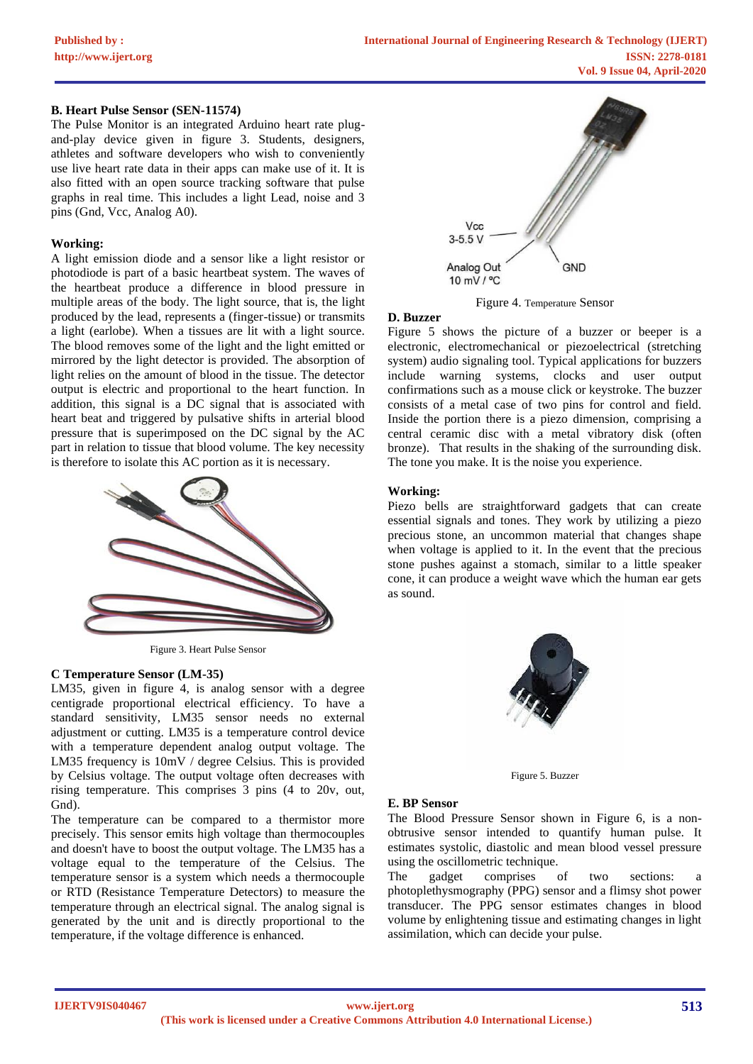### B. Heart Pulse Sensor (SEN-11574)

The Pulse Monitor is an integrated Arduino heart rate plug-and-play device given in figure 3. Students, designers, athletes and software developers who wish to conveniently use live heart rate data in their apps can make use of it. It is also fitted with an open source tracking software that pulse graphs in real time. This includes a light Lead, noise and 3 pins (Gnd, Vcc, Analog A0).

**Working:**

A light emission diode and a sensor like a light resistor or photodiode is part of a basic heartbeat system. The waves of the heartbeat produce a difference in blood pressure in multiple areas of the body. The light source, that is, the light produced by the lead, represents a (finger-tissue) or transmits a light (earlobe). When a tissues are lit with a light source. The blood removes some of the light and the light emitted or mirrored by the light detector is provided. The absorption of light relies on the amount of blood in the tissue. The detector output is electric and proportional to the heart function. In addition, this signal is a DC signal that is associated with heart beat and triggered by pulsative shifts in arterial blood pressure that is superimposed on the DC signal by the AC part in relation to tissue that blood volume. The key necessity is therefore to isolate this AC portion as it is necessary.

Figure 3. Heart Pulse Sensor

### C Temperature Sensor (LM-35)

LM35, given in figure 4, is analog sensor with a degree centigrade proportional electrical efficiency. To have a standard sensitivity, LM35 sensor needs no external adjustment or cutting. LM35 is a temperature control device with a temperature dependent analog output voltage. The LM35 frequency is 10mV / degree Celsius. This is provided by Celsius voltage. The output voltage often decreases with rising temperature. This comprises 3 pins (4 to 20v, out, Gnd).

The temperature can be compared to a thermistor more precisely. This sensor emits high voltage than thermocouples and doesn't have to boost the output voltage. The LM35 has a voltage equal to the temperature of the Celsius. The temperature sensor is a system which needs a thermocouple or RTD (Resistance Temperature Detectors) to measure the temperature through an electrical signal. The analog signal is generated by the unit and is directly proportional to the temperature, if the voltage difference is enhanced.

Vcc 3-5.5 V

Analog Out 10 mV / °C

GND

Figure 4. Temperature Sensor

### D. Buzzer

Figure 5 shows the picture of a buzzer or beeper is a electronic, electromechanical or piezoelectrical (stretching system) audio signaling tool. Typical applications for buzzers include warning systems, clocks and user output confirmations such as a mouse click or keystroke. The buzzer consists of a metal case of two pins for control and field. Inside the portion there is a piezo dimension, comprising a central ceramic disc with a metal vibratory disk (often bronze). That results in the shaking of the surrounding disk. The tone you make. It is the noise you experience.

**Working:**

Piezo bells are straightforward gadgets that can create essential signals and tones. They work by utilizing a piezo precious stone, an uncommon material that changes shape when voltage is applied to it. In the event that the precious stone pushes against a stomach, similar to a little speaker cone, it can produce a weight wave which the human ear gets as sound.

Figure 5. Buzzer

### E. BP Sensor

The Blood Pressure Sensor shown in Figure 6, is a non-obtrusive sensor intended to quantify human pulse. It estimates systolic, diastolic and mean blood vessel pressure using the oscillometric technique.

The gadget comprises of two sections: a photoplethysmography (PPG) sensor and a flimsy shot power transducer. The PPG sensor estimates changes in blood volume by enlightening tissue and estimating changes in light assimilation, which can decide your pulse.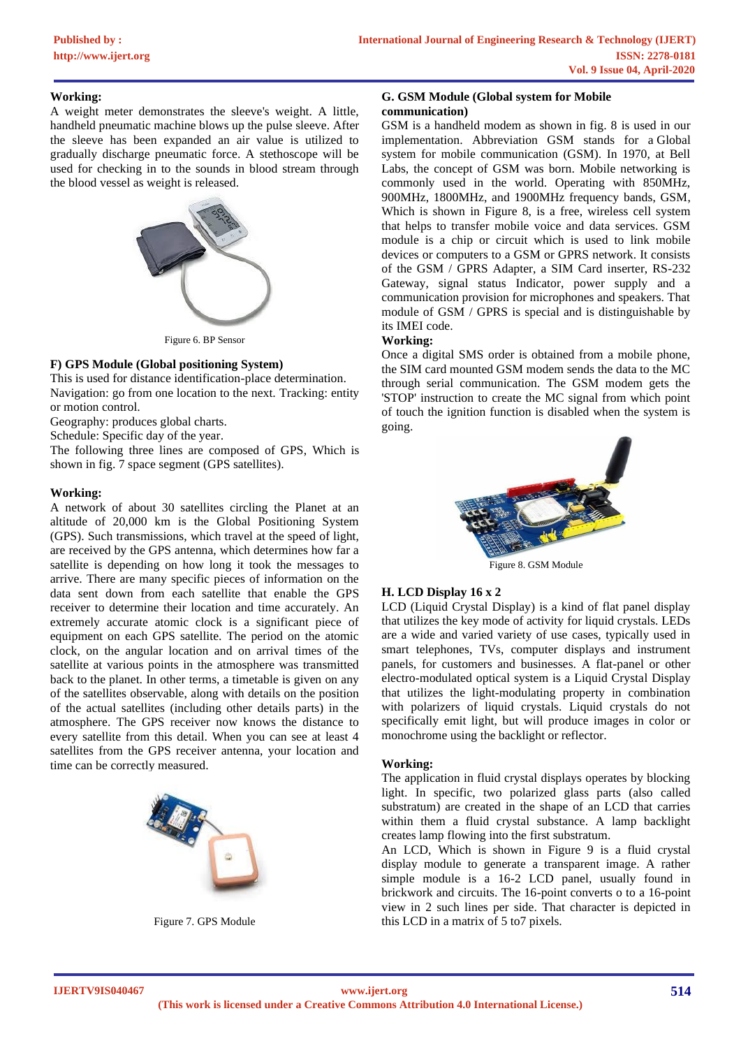**Working:**

A weight meter demonstrates the sleeve's weight. A little, handheld pneumatic machine blows up the pulse sleeve. After the sleeve has been expanded an air value is utilized to gradually discharge pneumatic force. A stethoscope will be used for checking in to the sounds in blood stream through the blood vessel as weight is released.

Figure 6. BP Sensor

**F) GPS Module (Global positioning System)**

This is used for distance identification-place determination. Navigation: go from one location to the next. Tracking: entity or motion control.

Geography: produces global charts.

Schedule: Specific day of the year.

The following three lines are composed of GPS, Which is shown in fig. 7 space segment (GPS satellites).

**Working:**

A network of about 30 satellites circling the Planet at an altitude of 20,000 km is the Global Positioning System (GPS). Such transmissions, which travel at the speed of light, are received by the GPS antenna, which determines how far a satellite is depending on how long it took the messages to arrive. There are many specific pieces of information on the data sent down from each satellite that enable the GPS receiver to determine their location and time accurately. An extremely accurate atomic clock is a significant piece of equipment on each GPS satellite. The period on the atomic clock, on the angular location and on arrival times of the satellite at various points in the atmosphere was transmitted back to the planet. In other terms, a timetable is given on any of the satellites observable, along with details on the position of the actual satellites (including other details parts) in the atmosphere. The GPS receiver now knows the distance to every satellite from this detail. When you can see at least 4 satellites from the GPS receiver antenna, your location and time can be correctly measured.

Figure 7. GPS Module

**G. GSM Module (Global system for Mobile communication)**

GSM is a handheld modem as shown in fig. 8 is used in our implementation. Abbreviation GSM stands for a Global system for mobile communication (GSM). In 1970, at Bell Labs, the concept of GSM was born. Mobile networking is commonly used in the world. Operating with 850MHz, 900MHz, 1800MHz, and 1900MHz frequency bands, GSM, Which is shown in Figure 8, is a free, wireless cell system that helps to transfer mobile voice and data services. GSM module is a chip or circuit which is used to link mobile devices or computers to a GSM or GPRS network. It consists of the GSM / GPRS Adapter, a SIM Card inserter, RS-232 Gateway, signal status Indicator, power supply and a communication provision for microphones and speakers. That module of GSM / GPRS is special and is distinguishable by its IMEI code.

**Working:**

Once a digital SMS order is obtained from a mobile phone, the SIM card mounted GSM modem sends the data to the MC through serial communication. The GSM modem gets the 'STOP' instruction to create the MC signal from which point of touch the ignition function is disabled when the system is going.

Figure 8. GSM Module

**H. LCD Display 16 x 2**

LCD (Liquid Crystal Display) is a kind of flat panel display that utilizes the key mode of activity for liquid crystals. LEDs are a wide and varied variety of use cases, typically used in smart telephones, TVs, computer displays and instrument panels, for customers and businesses. A flat-panel or other electro-modulated optical system is a Liquid Crystal Display that utilizes the light-modulating property in combination with polarizers of liquid crystals. Liquid crystals do not specifically emit light, but will produce images in color or monochrome using the backlight or reflector.

**Working:**

The application in fluid crystal displays operates by blocking light. In specific, two polarized glass parts (also called substratum) are created in the shape of an LCD that carries within them a fluid crystal substance. A lamp backlight creates lamp flowing into the first substratum.

An LCD, Which is shown in Figure 9 is a fluid crystal display module to generate a transparent image. A rather simple module is a 16-2 LCD panel, usually found in brickwork and circuits. The 16-point converts o to a 16-point view in 2 such lines per side. That character is depicted in this LCD in a matrix of 5 to7 pixels.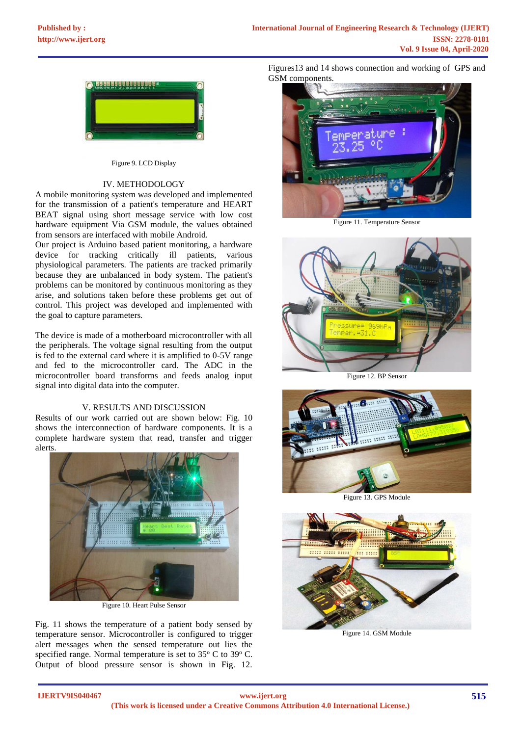Figure 9. LCD Display

## IV. METHODOLOGY

A mobile monitoring system was developed and implemented for the transmission of a patient's temperature and HEART BEAT signal using short message service with low cost hardware equipment Via GSM module, the values obtained from sensors are interfaced with mobile Android.

Our project is Arduino based patient monitoring, a hardware device for tracking critically ill patients, various physiological parameters. The patients are tracked primarily because they are unbalanced in body system. The patient's problems can be monitored by continuous monitoring as they arise, and solutions taken before these problems get out of control. This project was developed and implemented with the goal to capture parameters.

The device is made of a motherboard microcontroller with all the peripherals. The voltage signal resulting from the output is fed to the external card where it is amplified to 0-5V range and fed to the microcontroller card. The ADC in the microcontroller board transforms and feeds analog input signal into digital data into the computer.

## V. RESULTS AND DISCUSSION

Results of our work carried out are shown below: Fig. 10 shows the interconnection of hardware components. It is a complete hardware system that read, transfer and trigger alerts.

Figure 10. Heart Pulse Sensor

Fig. 11 shows the temperature of a patient body sensed by temperature sensor. Microcontroller is configured to trigger alert messages when the sensed temperature out lies the specified range. Normal temperature is set to $35^o$ C to $39^o$ C. Output of blood pressure sensor is shown in Fig. 12.

Figures13 and 14 shows connection and working of GPS and GSM components.

Figure 11. Temperature Sensor

Figure 12. BP Sensor

Figure 13. GPS Module

Figure 14. GSM Module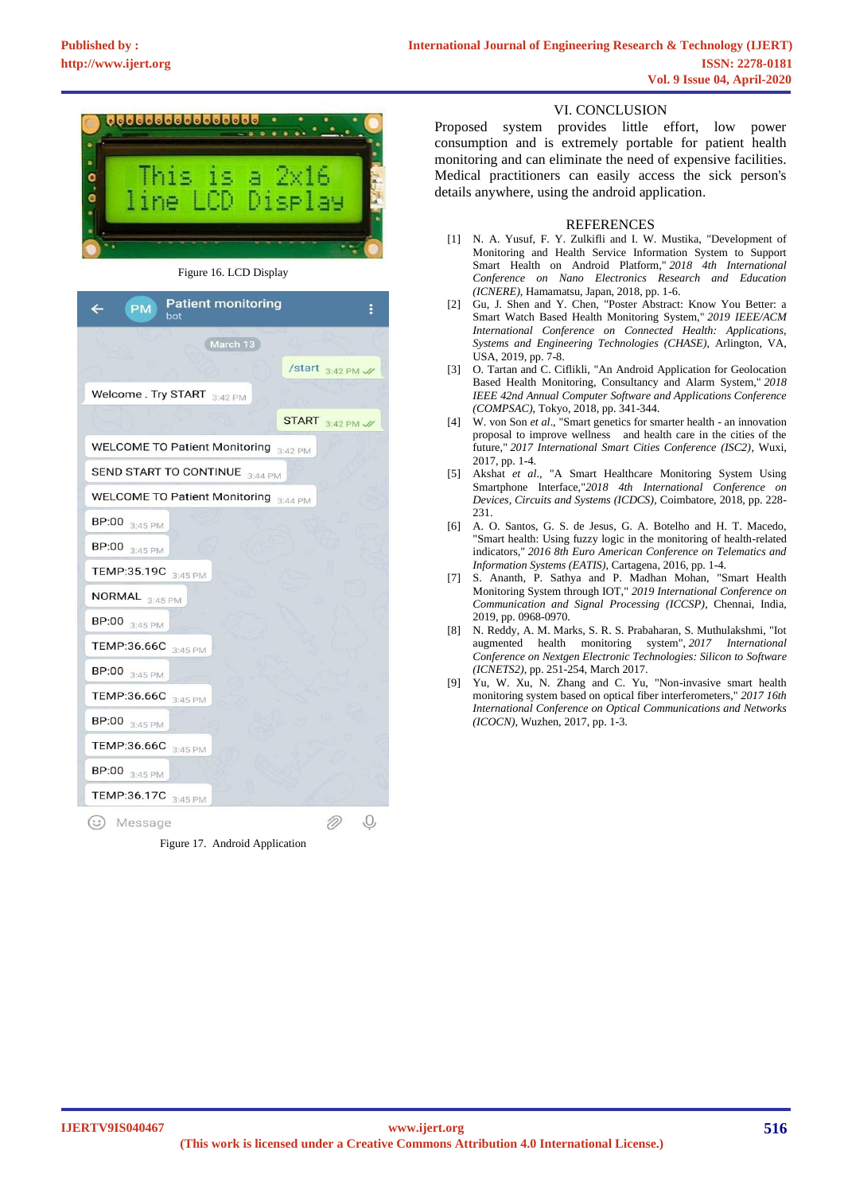Figure 16. LCD Display

Figure 17. Android Application

## VI. CONCLUSION

Proposed system provides little effort, low power consumption and is extremely portable for patient health monitoring and can eliminate the need of expensive facilities. Medical practitioners can easily access the sick person's details anywhere, using the android application.

## REFERENCES

[1] N. A. Yusuf, F. Y. Zulkifli and I. W. Mustika, "Development of Monitoring and Health Service Information System to Support Smart Health on Android Platform," *2018 4th International Conference on Nano Electronics Research and Education (ICNERE)*, Hamamatsu, Japan, 2018, pp. 1-6.

[2] Gu, J. Shen and Y. Chen, "Poster Abstract: Know You Better: a Smart Watch Based Health Monitoring System," *2019 IEEE/ACM International Conference on Connected Health: Applications, Systems and Engineering Technologies (CHASE)*, Arlington, VA, USA, 2019, pp. 7-8.

[3] O. Tartan and C. Ciflikli, "An Android Application for Geolocation Based Health Monitoring, Consultancy and Alarm System," *2018 IEEE 42nd Annual Computer Software and Applications Conference (COMPSAC)*, Tokyo, 2018, pp. 341-344.

[4] W. von Son *et al*., "Smart genetics for smarter health - an innovation proposal to improve wellness and health care in the cities of the future," *2017 International Smart Cities Conference (ISC2)*, Wuxi, 2017, pp. 1-4.

[5] Akshat *et al.*, "A Smart Healthcare Monitoring System Using Smartphone Interface,"*2018 4th International Conference on Devices, Circuits and Systems (ICDCS)*, Coimbatore, 2018, pp. 228-231.

[6] A. O. Santos, G. S. de Jesus, G. A. Botelho and H. T. Macedo, "Smart health: Using fuzzy logic in the monitoring of health-related indicators," *2016 8th Euro American Conference on Telematics and Information Systems (EATIS)*, Cartagena, 2016, pp. 1-4.

[7] S. Ananth, P. Sathya and P. Madhan Mohan, "Smart Health Monitoring System through IOT," *2019 International Conference on Communication and Signal Processing (ICCSP)*, Chennai, India, 2019, pp. 0968-0970.

[8] N. Reddy, A. M. Marks, S. R. S. Prabaharan, S. Muthulakshmi, "Iot augmented health monitoring system", *2017 International Conference on Nextgen Electronic Technologies: Silicon to Software (ICNETS2)*, pp. 251-254, March 2017.

[9] Yu, W. Xu, N. Zhang and C. Yu, "Non-invasive smart health monitoring system based on optical fiber interferometers," *2017 16th International Conference on Optical Communications and Networks (ICOCN)*, Wuzhen, 2017, pp. 1-3.